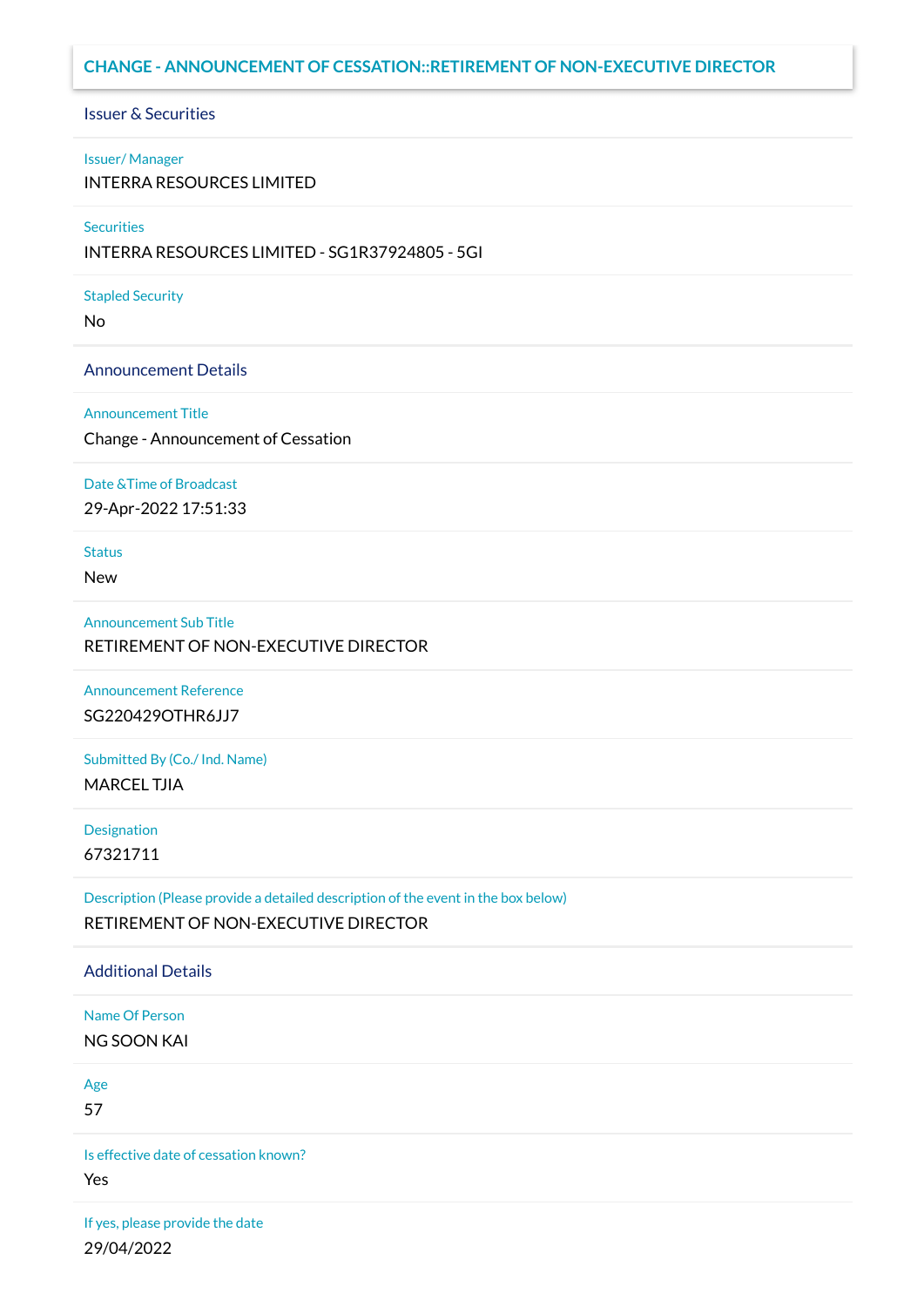# CHANGE - ANNOUNCEMENT OF CESSATION::RETIREMENT OF NON-EXECUTIVE DIRECTOR

## Issuer & Securities

**Issuer/ Manager**

INTERRA RESOURCES LIMITED

**Securities**

INTERRA RESOURCES LIMITED - SG1R37924805 - 5GI

**Stapled Security**

No

## Announcement Details

**Announcement Title**

Change - Announcement of Cessation

**Date &Time of Broadcast**

29-Apr-2022 17:51:33

**Status**

New

**Announcement Sub Title**

RETIREMENT OF NON-EXECUTIVE DIRECTOR

**Announcement Reference**

SG220429OTHR6JJ7

**Submitted By (Co./ Ind. Name)**

MARCEL TJIA

**Designation**

67321711

**Description (Please provide a detailed description of the event in the box below)**

RETIREMENT OF NON-EXECUTIVE DIRECTOR

## Additional Details

**Name Of Person**

NG SOON KAI

**Age**

57

**Is effective date of cessation known?**

Yes

**If yes, please provide the date**

29/04/2022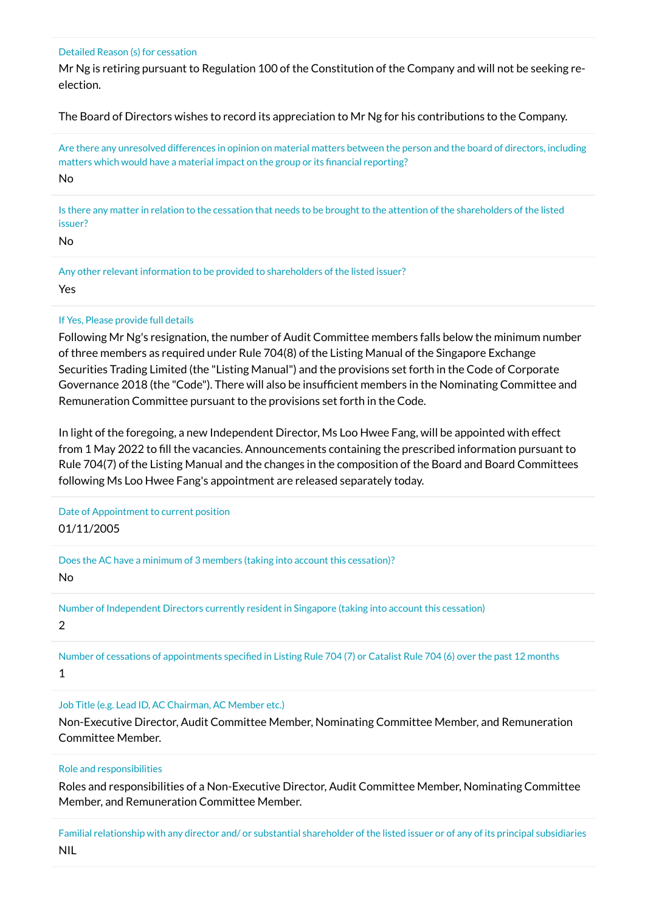Detailed Reason (s) for cessation

Mr Ng is retiring pursuant to Regulation 100 of the Constitution of the Company and will not be seeking re-election.

The Board of Directors wishes to record its appreciation to Mr Ng for his contributions to the Company.

Are there any unresolved differences in opinion on material matters between the person and the board of directors, including matters which would have a material impact on the group or its financial reporting?

No

Is there any matter in relation to the cessation that needs to be brought to the attention of the shareholders of the listed issuer?

No

Any other relevant information to be provided to shareholders of the listed issuer?

Yes

If Yes, Please provide full details

Following Mr Ng's resignation, the number of Audit Committee members falls below the minimum number of three members as required under Rule 704(8) of the Listing Manual of the Singapore Exchange Securities Trading Limited (the "Listing Manual") and the provisions set forth in the Code of Corporate Governance 2018 (the "Code"). There will also be insufficient members in the Nominating Committee and Remuneration Committee pursuant to the provisions set forth in the Code.

In light of the foregoing, a new Independent Director, Ms Loo Hwee Fang, will be appointed with effect from 1 May 2022 to fill the vacancies. Announcements containing the prescribed information pursuant to Rule 704(7) of the Listing Manual and the changes in the composition of the Board and Board Committees following Ms Loo Hwee Fang's appointment are released separately today.

Date of Appointment to current position

01/11/2005

Does the AC have a minimum of 3 members (taking into account this cessation)?

No

Number of Independent Directors currently resident in Singapore (taking into account this cessation)

2

Number of cessations of appointments specified in Listing Rule 704 (7) or Catalist Rule 704 (6) over the past 12 months

1

Job Title (e.g. Lead ID, AC Chairman, AC Member etc.)

Non-Executive Director, Audit Committee Member, Nominating Committee Member, and Remuneration Committee Member.

Role and responsibilities

Roles and responsibilities of a Non-Executive Director, Audit Committee Member, Nominating Committee Member, and Remuneration Committee Member.

Familial relationship with any director and/ or substantial shareholder of the listed issuer or of any of its principal subsidiaries

NIL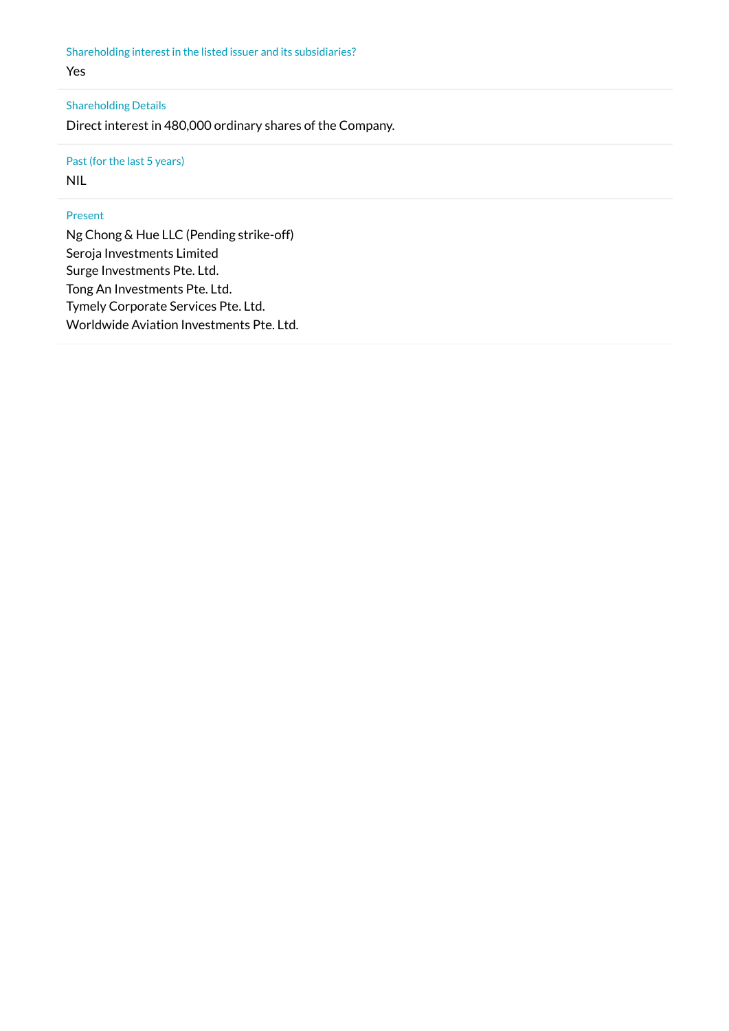### Shareholding interest in the listed issuer and its subsidiaries?

Yes

### Shareholding Details

Direct interest in 480,000 ordinary shares of the Company.

### Past (for the last 5 years)

NIL

### Present

Ng Chong & Hue LLC (Pending strike-off)
Seroja Investments Limited
Surge Investments Pte. Ltd.
Tong An Investments Pte. Ltd.
Tymely Corporate Services Pte. Ltd.
Worldwide Aviation Investments Pte. Ltd.